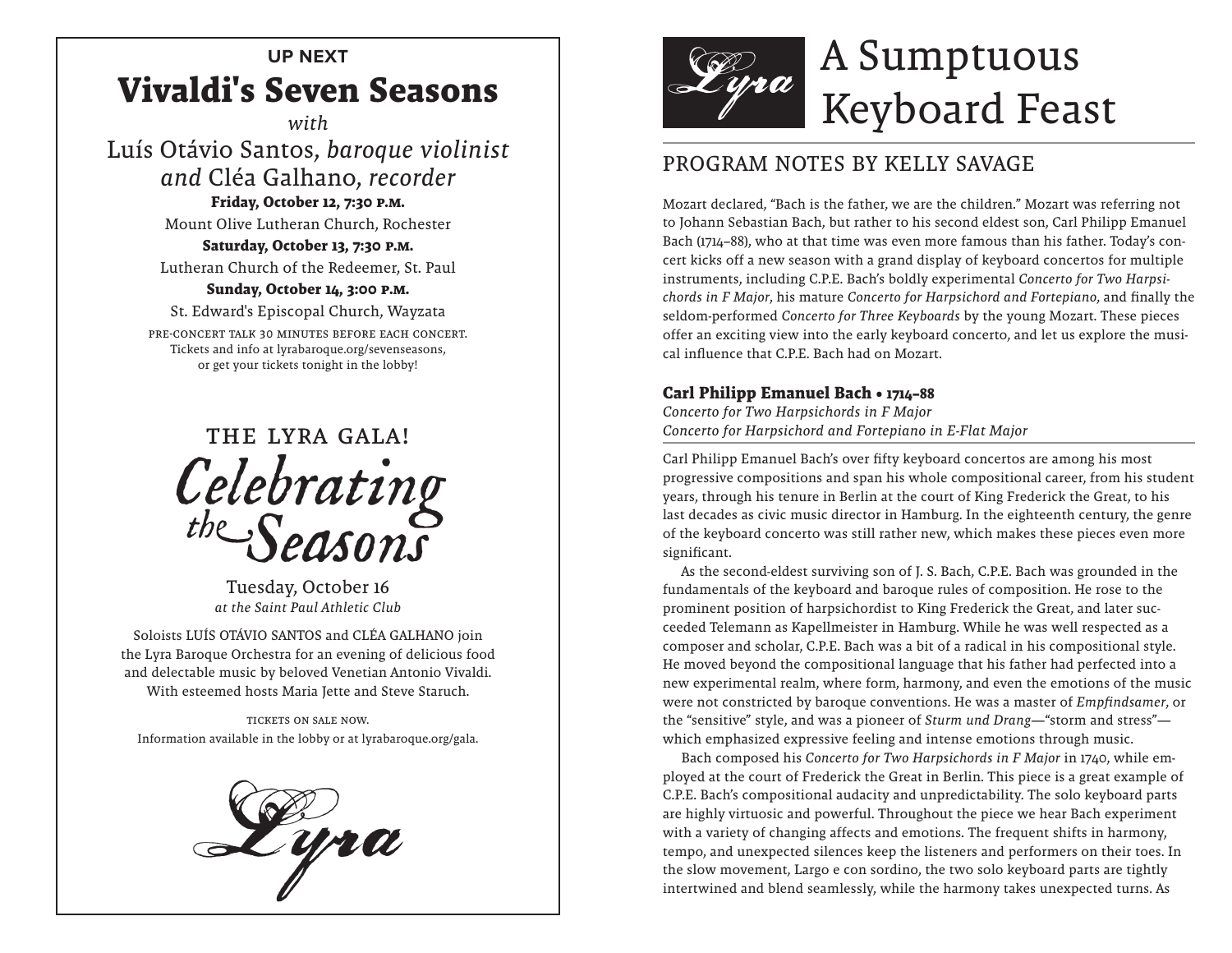**UP NEXT**

## Vivaldi's Seven Seasons

*with*

Luís Otávio Santos, *baroque violinist and* Cléa Galhano, *recorder*

**Friday, October 12, 7:30 P.M.**

Mount Olive Lutheran Church, Rochester

**Saturday, October 13, 7:30 P.M.**

Lutheran Church of the Redeemer, St. Paul

**Sunday, October 14, 3:00 P.M.**

St. Edward's Episcopal Church, Wayzata

PRE-CONCERT TALK 30 MINUTES BEFORE EACH CONCERT.
Tickets and info at lyrabaroque.org/sevenseasons, or get your tickets tonight in the lobby!

## THE LYRA GALA!

## *Celebrating the Seasons*

Tuesday, October 16
*at the Saint Paul Athletic Club*

Soloists LUÍS OTÁVIO SANTOS and CLÉA GALHANO join the Lyra Baroque Orchestra for an evening of delicious food and delectable music by beloved Venetian Antonio Vivaldi. With esteemed hosts Maria Jette and Steve Staruch.

TICKETS ON SALE NOW.
Information available in the lobby or at lyrabaroque.org/gala.

*Lyra*

# A Sumptuous Keyboard Feast

## PROGRAM NOTES BY KELLY SAVAGE

Mozart declared, "Bach is the father, we are the children." Mozart was referring not to Johann Sebastian Bach, but rather to his second eldest son, Carl Philipp Emanuel Bach (1714–88), who at that time was even more famous than his father. Today's concert kicks off a new season with a grand display of keyboard concertos for multiple instruments, including C.P.E. Bach's boldly experimental *Concerto for Two Harpsichords in F Major*, his mature *Concerto for Harpsichord and Fortepiano*, and finally the seldom-performed *Concerto for Three Keyboards* by the young Mozart. These pieces offer an exciting view into the early keyboard concerto, and let us explore the musical influence that C.P.E. Bach had on Mozart.

### Carl Philipp Emanuel Bach • 1714–88

*Concerto for Two Harpsichords in F Major*
*Concerto for Harpsichord and Fortepiano in E-Flat Major*

Carl Philipp Emanuel Bach's over fifty keyboard concertos are among his most progressive compositions and span his whole compositional career, from his student years, through his tenure in Berlin at the court of King Frederick the Great, to his last decades as civic music director in Hamburg. In the eighteenth century, the genre of the keyboard concerto was still rather new, which makes these pieces even more significant.

As the second-eldest surviving son of J. S. Bach, C.P.E. Bach was grounded in the fundamentals of the keyboard and baroque rules of composition. He rose to the prominent position of harpsichordist to King Frederick the Great, and later succeeded Telemann as Kapellmeister in Hamburg. While he was well respected as a composer and scholar, C.P.E. Bach was a bit of a radical in his compositional style. He moved beyond the compositional language that his father had perfected into a new experimental realm, where form, harmony, and even the emotions of the music were not constricted by baroque conventions. He was a master of *Empfindsamer*, or the "sensitive" style, and was a pioneer of *Sturm und Drang*—"storm and stress"—which emphasized expressive feeling and intense emotions through music.

Bach composed his *Concerto for Two Harpsichords in F Major* in 1740, while employed at the court of Frederick the Great in Berlin. This piece is a great example of C.P.E. Bach's compositional audacity and unpredictability. The solo keyboard parts are highly virtuosic and powerful. Throughout the piece we hear Bach experiment with a variety of changing affects and emotions. The frequent shifts in harmony, tempo, and unexpected silences keep the listeners and performers on their toes. In the slow movement, Largo e con sordino, the two solo keyboard parts are tightly intertwined and blend seamlessly, while the harmony takes unexpected turns. As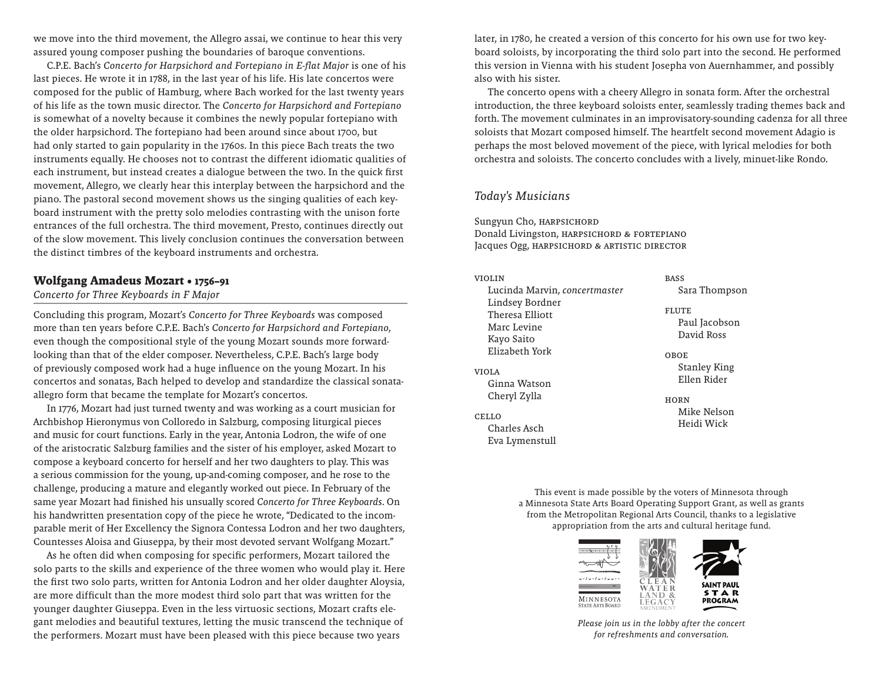we move into the third movement, the Allegro assai, we continue to hear this very assured young composer pushing the boundaries of baroque conventions.

C.P.E. Bach's *Concerto for Harpsichord and Fortepiano in E-flat Major* is one of his last pieces. He wrote it in 1788, in the last year of his life. His late concertos were composed for the public of Hamburg, where Bach worked for the last twenty years of his life as the town music director. The *Concerto for Harpsichord and Fortepiano* is somewhat of a novelty because it combines the newly popular fortepiano with the older harpsichord. The fortepiano had been around since about 1700, but had only started to gain popularity in the 1760s. In this piece Bach treats the two instruments equally. He chooses not to contrast the different idiomatic qualities of each instrument, but instead creates a dialogue between the two. In the quick first movement, Allegro, we clearly hear this interplay between the harpsichord and the piano. The pastoral second movement shows us the singing qualities of each keyboard instrument with the pretty solo melodies contrasting with the unison forte entrances of the full orchestra. The third movement, Presto, continues directly out of the slow movement. This lively conclusion continues the conversation between the distinct timbres of the keyboard instruments and orchestra.

### Wolfgang Amadeus Mozart • 1756–91

*Concerto for Three Keyboards in F Major*

Concluding this program, Mozart's *Concerto for Three Keyboards* was composed more than ten years before C.P.E. Bach's *Concerto for Harpsichord and Fortepiano*, even though the compositional style of the young Mozart sounds more forward-looking than that of the elder composer. Nevertheless, C.P.E. Bach's large body of previously composed work had a huge influence on the young Mozart. In his concertos and sonatas, Bach helped to develop and standardize the classical sonata-allegro form that became the template for Mozart's concertos.

In 1776, Mozart had just turned twenty and was working as a court musician for Archbishop Hieronymus von Colloredo in Salzburg, composing liturgical pieces and music for court functions. Early in the year, Antonia Lodron, the wife of one of the aristocratic Salzburg families and the sister of his employer, asked Mozart to compose a keyboard concerto for herself and her two daughters to play. This was a serious commission for the young, up-and-coming composer, and he rose to the challenge, producing a mature and elegantly worked out piece. In February of the same year Mozart had finished his unusually scored *Concerto for Three Keyboards*. On his handwritten presentation copy of the piece he wrote, "Dedicated to the incomparable merit of Her Excellency the Signora Contessa Lodron and her two daughters, Countesses Aloisa and Giuseppa, by their most devoted servant Wolfgang Mozart."

As he often did when composing for specific performers, Mozart tailored the solo parts to the skills and experience of the three women who would play it. Here the first two solo parts, written for Antonia Lodron and her older daughter Aloysia, are more difficult than the more modest third solo part that was written for the younger daughter Giuseppa. Even in the less virtuosic sections, Mozart crafts elegant melodies and beautiful textures, letting the music transcend the technique of the performers. Mozart must have been pleased with this piece because two years later, in 1780, he created a version of this concerto for his own use for two keyboard soloists, by incorporating the third solo part into the second. He performed this version in Vienna with his student Josepha von Auernhammer, and possibly also with his sister.

The concerto opens with a cheery Allegro in sonata form. After the orchestral introduction, the three keyboard soloists enter, seamlessly trading themes back and forth. The movement culminates in an improvisatory-sounding cadenza for all three soloists that Mozart composed himself. The heartfelt second movement Adagio is perhaps the most beloved movement of the piece, with lyrical melodies for both orchestra and soloists. The concerto concludes with a lively, minuet-like Rondo.

## *Today's Musicians*

Sungyun Cho, HARPSICHORD
Donald Livingston, HARPSICHORD & FORTEPIANO
Jacques Ogg, HARPSICHORD & ARTISTIC DIRECTOR

VIOLIN
Lucinda Marvin, *concertmaster*
Lindsey Bordner
Theresa Elliott
Marc Levine
Kayo Saito
Elizabeth York

VIOLA
Ginna Watson
Cheryl Zylla

CELLO
Charles Asch
Eva Lymenstull

BASS
Sara Thompson

FLUTE
Paul Jacobson
David Ross

OBOE
Stanley King
Ellen Rider

HORN
Mike Nelson
Heidi Wick

This event is made possible by the voters of Minnesota through a Minnesota State Arts Board Operating Support Grant, as well as grants from the Metropolitan Regional Arts Council, thanks to a legislative appropriation from the arts and cultural heritage fund.

MINNESOTA STATE ARTS BOARD

CLEAN WATER LAND & LEGACY AMENDMENT

SAINT PAUL STAR PROGRAM

*Please join us in the lobby after the concert for refreshments and conversation.*